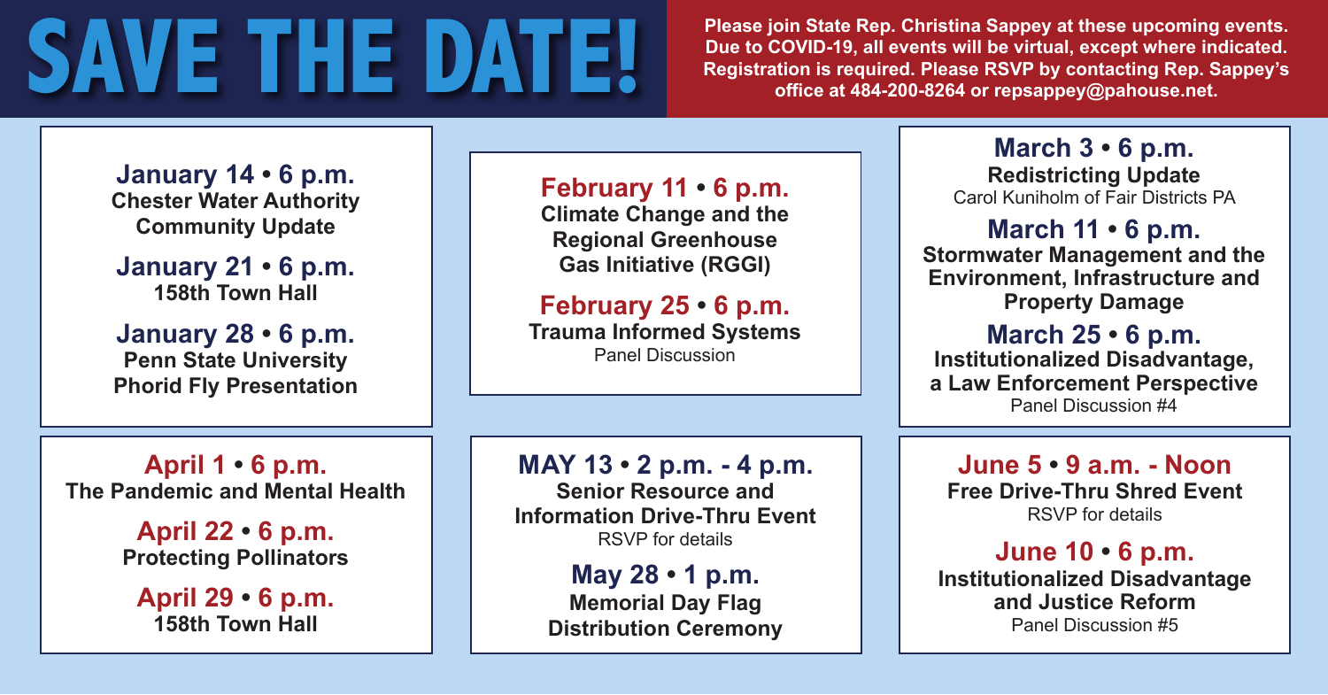# SAVE THE DATE!

**Please join State Rep. Christina Sappey at these upcoming events. Due to COVID-19, all events will be virtual, except where indicated. Registration is required. Please RSVP by contacting Rep. Sappey's office at 484-200-8264 or repsappey@pahouse.net.**

### January 14 • 6 p.m.
**Chester Water Authority Community Update**

### January 21 • 6 p.m.
**158th Town Hall**

### January 28 • 6 p.m.
**Penn State University Phorid Fly Presentation**

### February 11 • 6 p.m.
**Climate Change and the Regional Greenhouse Gas Initiative (RGGI)**

### February 25 • 6 p.m.
**Trauma Informed Systems**
Panel Discussion

### March 3 • 6 p.m.
**Redistricting Update**
Carol Kuniholm of Fair Districts PA

### March 11 • 6 p.m.
**Stormwater Management and the Environment, Infrastructure and Property Damage**

### March 25 • 6 p.m.
**Institutionalized Disadvantage, a Law Enforcement Perspective**
Panel Discussion #4

### April 1 • 6 p.m.
**The Pandemic and Mental Health**

### April 22 • 6 p.m.
**Protecting Pollinators**

### April 29 • 6 p.m.
**158th Town Hall**

### MAY 13 • 2 p.m. - 4 p.m.
**Senior Resource and Information Drive-Thru Event**
RSVP for details

### May 28 • 1 p.m.
**Memorial Day Flag Distribution Ceremony**

### June 5 • 9 a.m. - Noon
**Free Drive-Thru Shred Event**
RSVP for details

### June 10 • 6 p.m.
**Institutionalized Disadvantage and Justice Reform**
Panel Discussion #5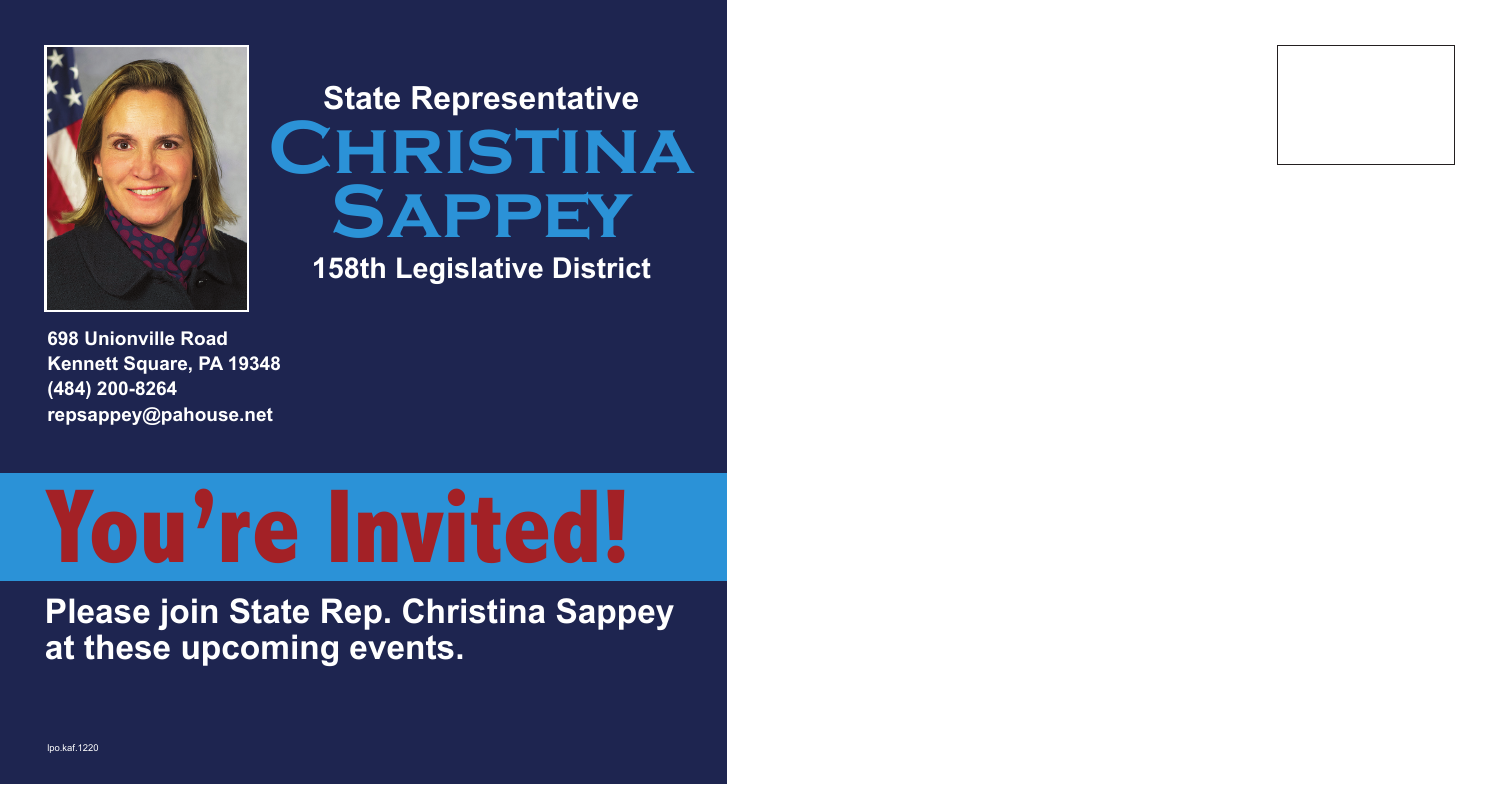State Representative

# Christina Sappey

158th Legislative District

**698 Unionville Road**
**Kennett Square, PA 19348**
**(484) 200-8264**
**repsappey@pahouse.net**

# You're Invited!

**Please join State Rep. Christina Sappey at these upcoming events.**

lpo.kaf.1220